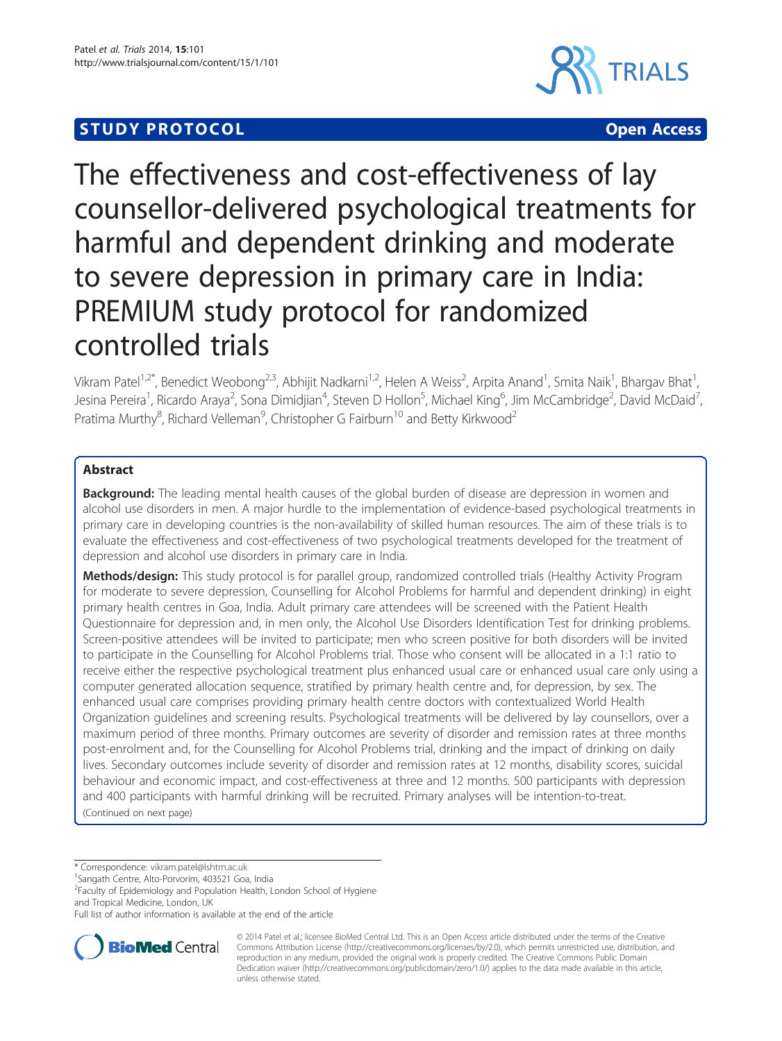STUDY PROTOCOL Open Access

# The effectiveness and cost-effectiveness of lay counsellor-delivered psychological treatments for harmful and dependent drinking and moderate to severe depression in primary care in India: PREMIUM study protocol for randomized controlled trials

Vikram Patel[1,2*], Benedict Weobong[2,3], Abhijit Nadkarni[1,2], Helen A Weiss[2], Arpita Anand[1], Smita Naik[1], Bhargav Bhat[1], Jesina Pereira[1], Ricardo Araya[2], Sona Dimidjian[4], Steven D Hollon[5], Michael King[6], Jim McCambridge[2], David McDaid[7], Pratima Murthy[8], Richard Velleman[9], Christopher G Fairburn[10] and Betty Kirkwood[2]

## Abstract

**Background:** The leading mental health causes of the global burden of disease are depression in women and alcohol use disorders in men. A major hurdle to the implementation of evidence-based psychological treatments in primary care in developing countries is the non-availability of skilled human resources. The aim of these trials is to evaluate the effectiveness and cost-effectiveness of two psychological treatments developed for the treatment of depression and alcohol use disorders in primary care in India.

**Methods/design:** This study protocol is for parallel group, randomized controlled trials (Healthy Activity Program for moderate to severe depression, Counselling for Alcohol Problems for harmful and dependent drinking) in eight primary health centres in Goa, India. Adult primary care attendees will be screened with the Patient Health Questionnaire for depression and, in men only, the Alcohol Use Disorders Identification Test for drinking problems. Screen-positive attendees will be invited to participate; men who screen positive for both disorders will be invited to participate in the Counselling for Alcohol Problems trial. Those who consent will be allocated in a 1:1 ratio to receive either the respective psychological treatment plus enhanced usual care or enhanced usual care only using a computer generated allocation sequence, stratified by primary health centre and, for depression, by sex. The enhanced usual care comprises providing primary health centre doctors with contextualized World Health Organization guidelines and screening results. Psychological treatments will be delivered by lay counsellors, over a maximum period of three months. Primary outcomes are severity of disorder and remission rates at three months post-enrolment and, for the Counselling for Alcohol Problems trial, drinking and the impact of drinking on daily lives. Secondary outcomes include severity of disorder and remission rates at 12 months, disability scores, suicidal behaviour and economic impact, and cost-effectiveness at three and 12 months. 500 participants with depression and 400 participants with harmful drinking will be recruited. Primary analyses will be intention-to-treat.

(Continued on next page)

---

\* Correspondence: vikram.patel@lshtm.ac.uk

[1]Sangath Centre, Alto-Porvorim, 403521 Goa, India

[2]Faculty of Epidemiology and Population Health, London School of Hygiene and Tropical Medicine, London, UK

Full list of author information is available at the end of the article

© 2014 Patel et al.; licensee BioMed Central Ltd. This is an Open Access article distributed under the terms of the Creative Commons Attribution License (http://creativecommons.org/licenses/by/2.0), which permits unrestricted use, distribution, and reproduction in any medium, provided the original work is properly credited. The Creative Commons Public Domain Dedication waiver (http://creativecommons.org/publicdomain/zero/1.0/) applies to the data made available in this article, unless otherwise stated.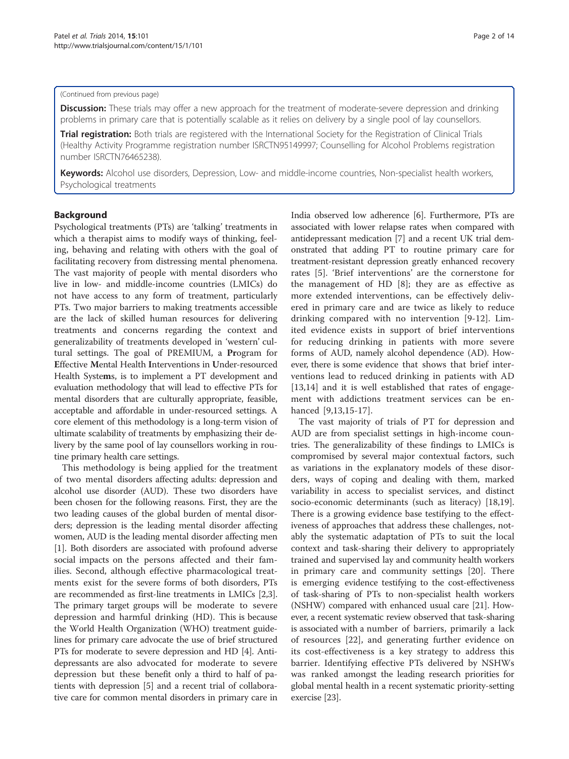(Continued from previous page)

**Discussion:** These trials may offer a new approach for the treatment of moderate-severe depression and drinking problems in primary care that is potentially scalable as it relies on delivery by a single pool of lay counsellors.

**Trial registration:** Both trials are registered with the International Society for the Registration of Clinical Trials (Healthy Activity Programme registration number ISRCTN95149997; Counselling for Alcohol Problems registration number ISRCTN76465238).

**Keywords:** Alcohol use disorders, Depression, Low- and middle-income countries, Non-specialist health workers, Psychological treatments

## Background

Psychological treatments (PTs) are 'talking' treatments in which a therapist aims to modify ways of thinking, feeling, behaving and relating with others with the goal of facilitating recovery from distressing mental phenomena. The vast majority of people with mental disorders who live in low- and middle-income countries (LMICs) do not have access to any form of treatment, particularly PTs. Two major barriers to making treatments accessible are the lack of skilled human resources for delivering treatments and concerns regarding the context and generalizability of treatments developed in 'western' cultural settings. The goal of PREMIUM, a **Pr**ogram for **E**ffective **M**ental Health **I**nterventions in **U**nder-resourced Health Syste**m**s, is to implement a PT development and evaluation methodology that will lead to effective PTs for mental disorders that are culturally appropriate, feasible, acceptable and affordable in under-resourced settings. A core element of this methodology is a long-term vision of ultimate scalability of treatments by emphasizing their delivery by the same pool of lay counsellors working in routine primary health care settings.

This methodology is being applied for the treatment of two mental disorders affecting adults: depression and alcohol use disorder (AUD). These two disorders have been chosen for the following reasons. First, they are the two leading causes of the global burden of mental disorders; depression is the leading mental disorder affecting women, AUD is the leading mental disorder affecting men [1]. Both disorders are associated with profound adverse social impacts on the persons affected and their families. Second, although effective pharmacological treatments exist for the severe forms of both disorders, PTs are recommended as first-line treatments in LMICs [2,3]. The primary target groups will be moderate to severe depression and harmful drinking (HD). This is because the World Health Organization (WHO) treatment guidelines for primary care advocate the use of brief structured PTs for moderate to severe depression and HD [4]. Antidepressants are also advocated for moderate to severe depression but these benefit only a third to half of patients with depression [5] and a recent trial of collaborative care for common mental disorders in primary care in India observed low adherence [6]. Furthermore, PTs are associated with lower relapse rates when compared with antidepressant medication [7] and a recent UK trial demonstrated that adding PT to routine primary care for treatment-resistant depression greatly enhanced recovery rates [5]. 'Brief interventions' are the cornerstone for the management of HD [8]; they are as effective as more extended interventions, can be effectively delivered in primary care and are twice as likely to reduce drinking compared with no intervention [9-12]. Limited evidence exists in support of brief interventions for reducing drinking in patients with more severe forms of AUD, namely alcohol dependence (AD). However, there is some evidence that shows that brief interventions lead to reduced drinking in patients with AD [13,14] and it is well established that rates of engagement with addictions treatment services can be enhanced [9,13,15-17].

The vast majority of trials of PT for depression and AUD are from specialist settings in high-income countries. The generalizability of these findings to LMICs is compromised by several major contextual factors, such as variations in the explanatory models of these disorders, ways of coping and dealing with them, marked variability in access to specialist services, and distinct socio-economic determinants (such as literacy) [18,19]. There is a growing evidence base testifying to the effectiveness of approaches that address these challenges, notably the systematic adaptation of PTs to suit the local context and task-sharing their delivery to appropriately trained and supervised lay and community health workers in primary care and community settings [20]. There is emerging evidence testifying to the cost-effectiveness of task-sharing of PTs to non-specialist health workers (NSHW) compared with enhanced usual care [21]. However, a recent systematic review observed that task-sharing is associated with a number of barriers, primarily a lack of resources [22], and generating further evidence on its cost-effectiveness is a key strategy to address this barrier. Identifying effective PTs delivered by NSHWs was ranked amongst the leading research priorities for global mental health in a recent systematic priority-setting exercise [23].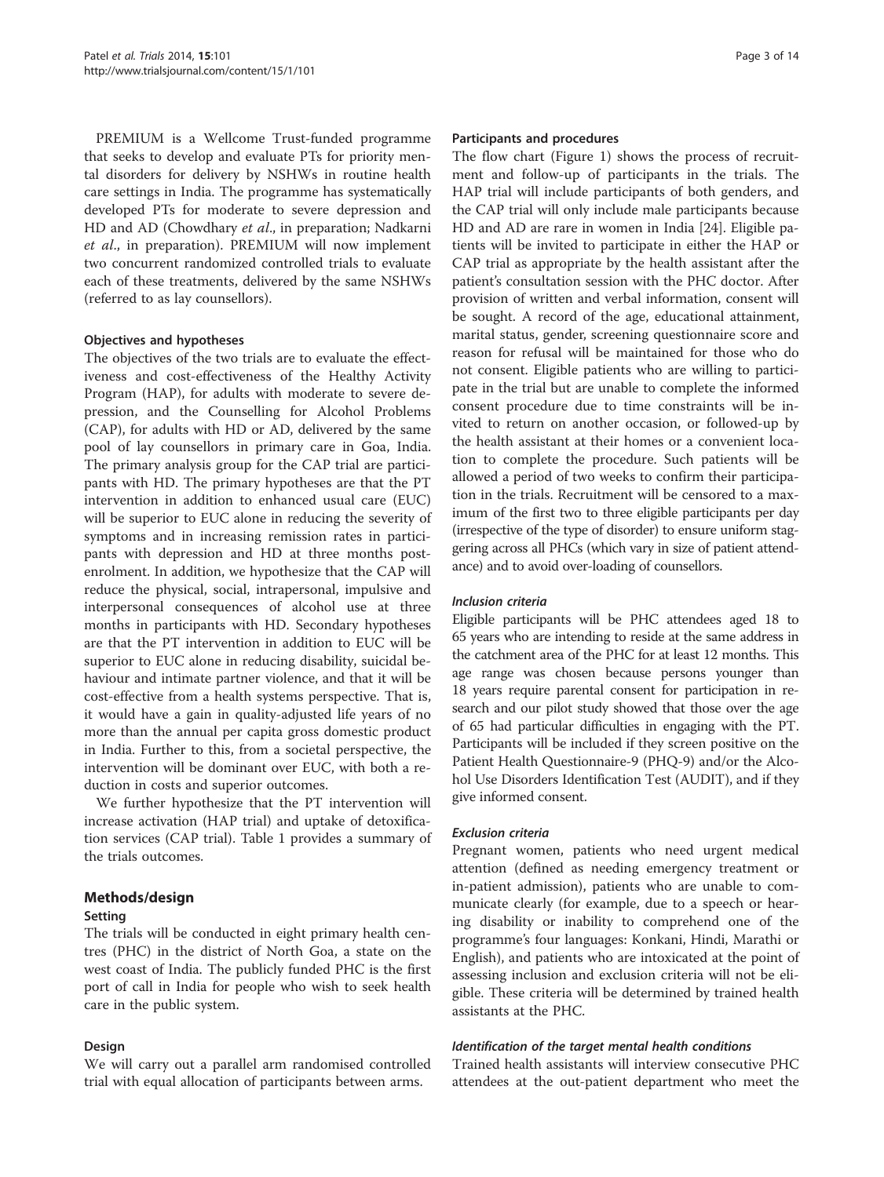PREMIUM is a Wellcome Trust-funded programme that seeks to develop and evaluate PTs for priority mental disorders for delivery by NSHWs in routine health care settings in India. The programme has systematically developed PTs for moderate to severe depression and HD and AD (Chowdhary *et al*., in preparation; Nadkarni *et al*., in preparation). PREMIUM will now implement two concurrent randomized controlled trials to evaluate each of these treatments, delivered by the same NSHWs (referred to as lay counsellors).

### Objectives and hypotheses

The objectives of the two trials are to evaluate the effectiveness and cost-effectiveness of the Healthy Activity Program (HAP), for adults with moderate to severe depression, and the Counselling for Alcohol Problems (CAP), for adults with HD or AD, delivered by the same pool of lay counsellors in primary care in Goa, India. The primary analysis group for the CAP trial are participants with HD. The primary hypotheses are that the PT intervention in addition to enhanced usual care (EUC) will be superior to EUC alone in reducing the severity of symptoms and in increasing remission rates in participants with depression and HD at three months post-enrolment. In addition, we hypothesize that the CAP will reduce the physical, social, intrapersonal, impulsive and interpersonal consequences of alcohol use at three months in participants with HD. Secondary hypotheses are that the PT intervention in addition to EUC will be superior to EUC alone in reducing disability, suicidal behaviour and intimate partner violence, and that it will be cost-effective from a health systems perspective. That is, it would have a gain in quality-adjusted life years of no more than the annual per capita gross domestic product in India. Further to this, from a societal perspective, the intervention will be dominant over EUC, with both a reduction in costs and superior outcomes.

We further hypothesize that the PT intervention will increase activation (HAP trial) and uptake of detoxification services (CAP trial). Table 1 provides a summary of the trials outcomes.

## Methods/design

### Setting

The trials will be conducted in eight primary health centres (PHC) in the district of North Goa, a state on the west coast of India. The publicly funded PHC is the first port of call in India for people who wish to seek health care in the public system.

### Design

We will carry out a parallel arm randomised controlled trial with equal allocation of participants between arms.

### Participants and procedures

The flow chart (Figure 1) shows the process of recruitment and follow-up of participants in the trials. The HAP trial will include participants of both genders, and the CAP trial will only include male participants because HD and AD are rare in women in India [24]. Eligible patients will be invited to participate in either the HAP or CAP trial as appropriate by the health assistant after the patient's consultation session with the PHC doctor. After provision of written and verbal information, consent will be sought. A record of the age, educational attainment, marital status, gender, screening questionnaire score and reason for refusal will be maintained for those who do not consent. Eligible patients who are willing to participate in the trial but are unable to complete the informed consent procedure due to time constraints will be invited to return on another occasion, or followed-up by the health assistant at their homes or a convenient location to complete the procedure. Such patients will be allowed a period of two weeks to confirm their participation in the trials. Recruitment will be censored to a maximum of the first two to three eligible participants per day (irrespective of the type of disorder) to ensure uniform staggering across all PHCs (which vary in size of patient attendance) and to avoid over-loading of counsellors.

#### *Inclusion criteria*

Eligible participants will be PHC attendees aged 18 to 65 years who are intending to reside at the same address in the catchment area of the PHC for at least 12 months. This age range was chosen because persons younger than 18 years require parental consent for participation in research and our pilot study showed that those over the age of 65 had particular difficulties in engaging with the PT. Participants will be included if they screen positive on the Patient Health Questionnaire-9 (PHQ-9) and/or the Alcohol Use Disorders Identification Test (AUDIT), and if they give informed consent.

#### *Exclusion criteria*

Pregnant women, patients who need urgent medical attention (defined as needing emergency treatment or in-patient admission), patients who are unable to communicate clearly (for example, due to a speech or hearing disability or inability to comprehend one of the programme's four languages: Konkani, Hindi, Marathi or English), and patients who are intoxicated at the point of assessing inclusion and exclusion criteria will not be eligible. These criteria will be determined by trained health assistants at the PHC.

#### *Identification of the target mental health conditions*

Trained health assistants will interview consecutive PHC attendees at the out-patient department who meet the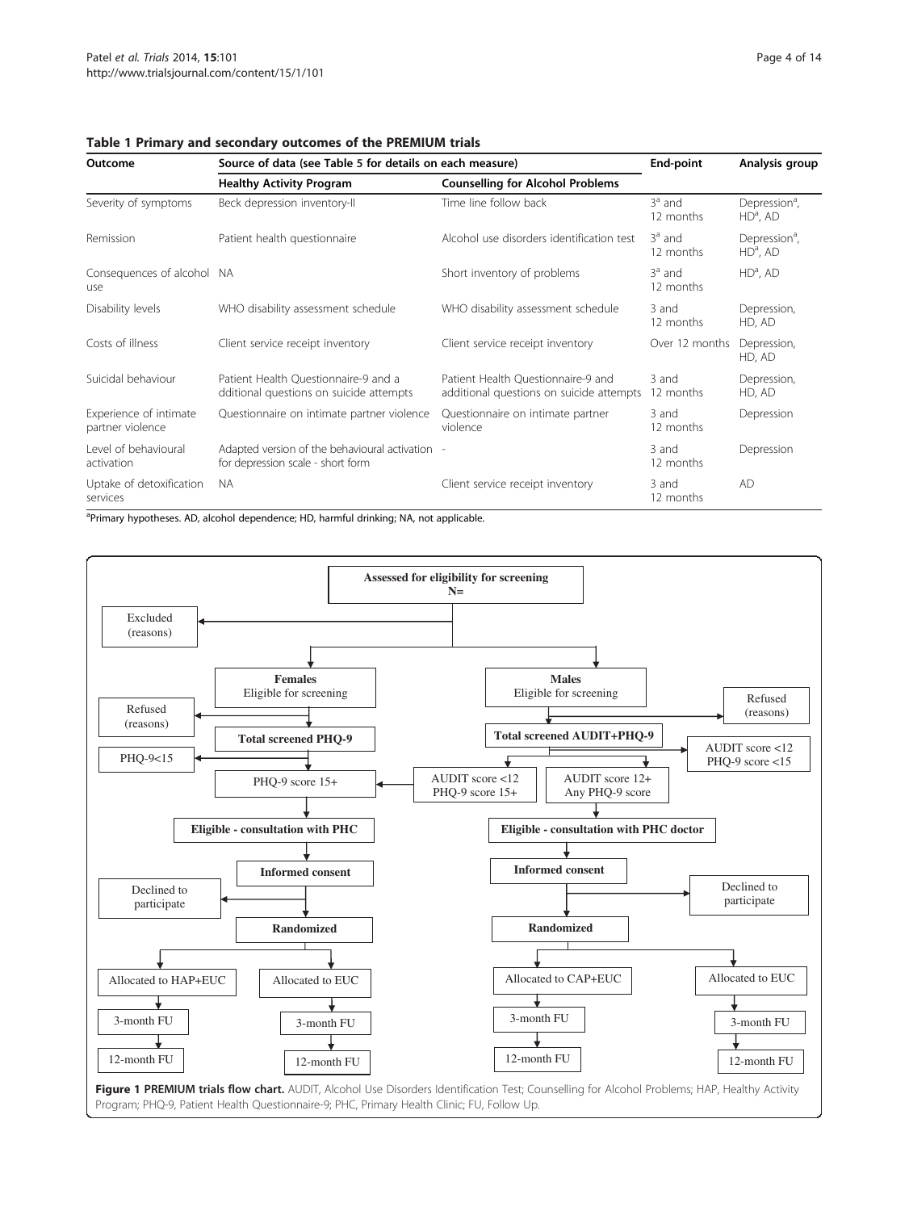**Table 1 Primary and secondary outcomes of the PREMIUM trials**

| Outcome | Source of data (see Table 5 for details on each measure) | | End-point | Analysis group |
|---|---|---|---|---|
| | Healthy Activity Program | Counselling for Alcohol Problems | | |
| Severity of symptoms | Beck depression inventory-II | Time line follow back | 3[a] and 12 months | Depression[a], HD[a], AD |
| Remission | Patient health questionnaire | Alcohol use disorders identification test | 3[a] and 12 months | Depression[a], HD[a], AD |
| Consequences of alcohol use | NA | Short inventory of problems | 3[a] and 12 months | HD[a], AD |
| Disability levels | WHO disability assessment schedule | WHO disability assessment schedule | 3 and 12 months | Depression, HD, AD |
| Costs of illness | Client service receipt inventory | Client service receipt inventory | Over 12 months | Depression, HD, AD |
| Suicidal behaviour | Patient Health Questionnaire-9 and a dditional questions on suicide attempts | Patient Health Questionnaire-9 and additional questions on suicide attempts | 3 and 12 months | Depression, HD, AD |
| Experience of intimate partner violence | Questionnaire on intimate partner violence | Questionnaire on intimate partner violence | 3 and 12 months | Depression |
| Level of behavioural activation | Adapted version of the behavioural activation for depression scale - short form | - | 3 and 12 months | Depression |
| Uptake of detoxification services | NA | Client service receipt inventory | 3 and 12 months | AD |

[a]Primary hypotheses. AD, alcohol dependence; HD, harmful drinking; NA, not applicable.

**Figure 1 PREMIUM trials flow chart.** AUDIT, Alcohol Use Disorders Identification Test; Counselling for Alcohol Problems; HAP, Healthy Activity Program; PHQ-9, Patient Health Questionnaire-9; PHC, Primary Health Clinic; FU, Follow Up.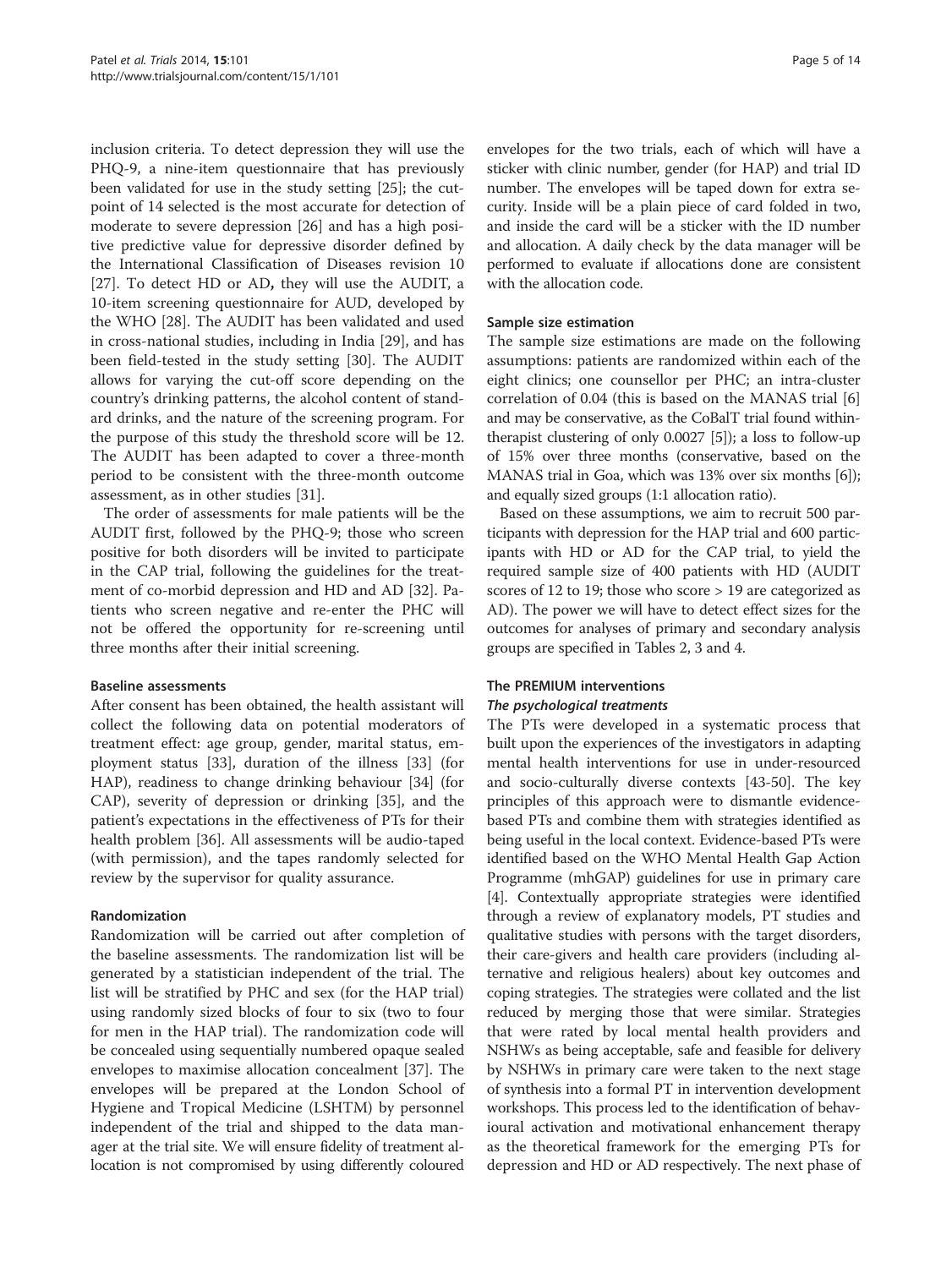inclusion criteria. To detect depression they will use the PHQ-9, a nine-item questionnaire that has previously been validated for use in the study setting [25]; the cut-point of 14 selected is the most accurate for detection of moderate to severe depression [26] and has a high positive predictive value for depressive disorder defined by the International Classification of Diseases revision 10 [27]. To detect HD or AD, they will use the AUDIT, a 10-item screening questionnaire for AUD, developed by the WHO [28]. The AUDIT has been validated and used in cross-national studies, including in India [29], and has been field-tested in the study setting [30]. The AUDIT allows for varying the cut-off score depending on the country's drinking patterns, the alcohol content of standard drinks, and the nature of the screening program. For the purpose of this study the threshold score will be 12. The AUDIT has been adapted to cover a three-month period to be consistent with the three-month outcome assessment, as in other studies [31].

The order of assessments for male patients will be the AUDIT first, followed by the PHQ-9; those who screen positive for both disorders will be invited to participate in the CAP trial, following the guidelines for the treatment of co-morbid depression and HD and AD [32]. Patients who screen negative and re-enter the PHC will not be offered the opportunity for re-screening until three months after their initial screening.

#### Baseline assessments

After consent has been obtained, the health assistant will collect the following data on potential moderators of treatment effect: age group, gender, marital status, employment status [33], duration of the illness [33] (for HAP), readiness to change drinking behaviour [34] (for CAP), severity of depression or drinking [35], and the patient's expectations in the effectiveness of PTs for their health problem [36]. All assessments will be audio-taped (with permission), and the tapes randomly selected for review by the supervisor for quality assurance.

#### Randomization

Randomization will be carried out after completion of the baseline assessments. The randomization list will be generated by a statistician independent of the trial. The list will be stratified by PHC and sex (for the HAP trial) using randomly sized blocks of four to six (two to four for men in the HAP trial). The randomization code will be concealed using sequentially numbered opaque sealed envelopes to maximise allocation concealment [37]. The envelopes will be prepared at the London School of Hygiene and Tropical Medicine (LSHTM) by personnel independent of the trial and shipped to the data manager at the trial site. We will ensure fidelity of treatment allocation is not compromised by using differently coloured envelopes for the two trials, each of which will have a sticker with clinic number, gender (for HAP) and trial ID number. The envelopes will be taped down for extra security. Inside will be a plain piece of card folded in two, and inside the card will be a sticker with the ID number and allocation. A daily check by the data manager will be performed to evaluate if allocations done are consistent with the allocation code.

#### Sample size estimation

The sample size estimations are made on the following assumptions: patients are randomized within each of the eight clinics; one counsellor per PHC; an intra-cluster correlation of 0.04 (this is based on the MANAS trial [6] and may be conservative, as the CoBalT trial found within-therapist clustering of only 0.0027 [5]); a loss to follow-up of 15% over three months (conservative, based on the MANAS trial in Goa, which was 13% over six months [6]); and equally sized groups (1:1 allocation ratio).

Based on these assumptions, we aim to recruit 500 participants with depression for the HAP trial and 600 participants with HD or AD for the CAP trial, to yield the required sample size of 400 patients with HD (AUDIT scores of 12 to 19; those who score > 19 are categorized as AD). The power we will have to detect effect sizes for the outcomes for analyses of primary and secondary analysis groups are specified in Tables 2, 3 and 4.

### The PREMIUM interventions

#### *The psychological treatments*

The PTs were developed in a systematic process that built upon the experiences of the investigators in adapting mental health interventions for use in under-resourced and socio-culturally diverse contexts [43-50]. The key principles of this approach were to dismantle evidence-based PTs and combine them with strategies identified as being useful in the local context. Evidence-based PTs were identified based on the WHO Mental Health Gap Action Programme (mhGAP) guidelines for use in primary care [4]. Contextually appropriate strategies were identified through a review of explanatory models, PT studies and qualitative studies with persons with the target disorders, their care-givers and health care providers (including alternative and religious healers) about key outcomes and coping strategies. The strategies were collated and the list reduced by merging those that were similar. Strategies that were rated by local mental health providers and NSHWs as being acceptable, safe and feasible for delivery by NSHWs in primary care were taken to the next stage of synthesis into a formal PT in intervention development workshops. This process led to the identification of behavioural activation and motivational enhancement therapy as the theoretical framework for the emerging PTs for depression and HD or AD respectively. The next phase of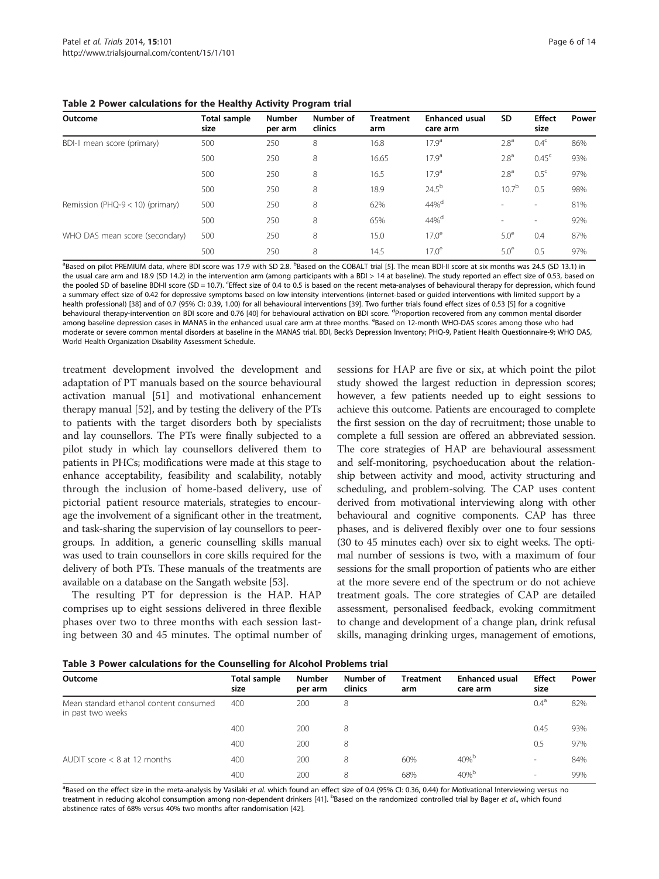**Table 2 Power calculations for the Healthy Activity Program trial**

| Outcome | Total sample size | Number per arm | Number of clinics | Treatment arm | Enhanced usual care arm | SD | Effect size | Power |
|---|---|---|---|---|---|---|---|---|
| BDI-II mean score (primary) | 500 | 250 | 8 | 16.8 | 17.9[a] | 2.8[a] | 0.4[c] | 86% |
| | 500 | 250 | 8 | 16.65 | 17.9[a] | 2.8[a] | 0.45[c] | 93% |
| | 500 | 250 | 8 | 16.5 | 17.9[a] | 2.8[a] | 0.5[c] | 97% |
| | 500 | 250 | 8 | 18.9 | 24.5[b] | 10.7[b] | 0.5 | 98% |
| Remission (PHQ-9 < 10) (primary) | 500 | 250 | 8 | 62% | 44%[d] | - | - | 81% |
| | 500 | 250 | 8 | 65% | 44%[d] | - | - | 92% |
| WHO DAS mean score (secondary) | 500 | 250 | 8 | 15.0 | 17.0[e] | 5.0[e] | 0.4 | 87% |
| | 500 | 250 | 8 | 14.5 | 17.0[e] | 5.0[e] | 0.5 | 97% |

[a]Based on pilot PREMIUM data, where BDI score was 17.9 with SD 2.8. [b]Based on the COBALT trial [5]. The mean BDI-II score at six months was 24.5 (SD 13.1) in the usual care arm and 18.9 (SD 14.2) in the intervention arm (among participants with a BDI > 14 at baseline). The study reported an effect size of 0.53, based on the pooled SD of baseline BDI-II score (SD = 10.7). [c]Effect size of 0.4 to 0.5 is based on the recent meta-analyses of behavioural therapy for depression, which found a summary effect size of 0.42 for depressive symptoms based on low intensity interventions (internet-based or guided interventions with limited support by a health professional) [38] and of 0.7 (95% CI: 0.39, 1.00) for all behavioural interventions [39]. Two further trials found effect sizes of 0.53 [5] for a cognitive behavioural therapy-intervention on BDI score and 0.76 [40] for behavioural activation on BDI score. [d]Proportion recovered from any common mental disorder among baseline depression cases in MANAS in the enhanced usual care arm at three months. [e]Based on 12-month WHO-DAS scores among those who had moderate or severe common mental disorders at baseline in the MANAS trial. BDI, Beck's Depression Inventory; PHQ-9, Patient Health Questionnaire-9; WHO DAS, World Health Organization Disability Assessment Schedule.

treatment development involved the development and adaptation of PT manuals based on the source behavioural activation manual [51] and motivational enhancement therapy manual [52], and by testing the delivery of the PTs to patients with the target disorders both by specialists and lay counsellors. The PTs were finally subjected to a pilot study in which lay counsellors delivered them to patients in PHCs; modifications were made at this stage to enhance acceptability, feasibility and scalability, notably through the inclusion of home-based delivery, use of pictorial patient resource materials, strategies to encourage the involvement of a significant other in the treatment, and task-sharing the supervision of lay counsellors to peer-groups. In addition, a generic counselling skills manual was used to train counsellors in core skills required for the delivery of both PTs. These manuals of the treatments are available on a database on the Sangath website [53].

The resulting PT for depression is the HAP. HAP comprises up to eight sessions delivered in three flexible phases over two to three months with each session lasting between 30 and 45 minutes. The optimal number of sessions for HAP are five or six, at which point the pilot study showed the largest reduction in depression scores; however, a few patients needed up to eight sessions to achieve this outcome. Patients are encouraged to complete the first session on the day of recruitment; those unable to complete a full session are offered an abbreviated session. The core strategies of HAP are behavioural assessment and self-monitoring, psychoeducation about the relationship between activity and mood, activity structuring and scheduling, and problem-solving. The CAP uses content derived from motivational interviewing along with other behavioural and cognitive components. CAP has three phases, and is delivered flexibly over one to four sessions (30 to 45 minutes each) over six to eight weeks. The optimal number of sessions is two, with a maximum of four sessions for the small proportion of patients who are either at the more severe end of the spectrum or do not achieve treatment goals. The core strategies of CAP are detailed assessment, personalised feedback, evoking commitment to change and development of a change plan, drink refusal skills, managing drinking urges, management of emotions,

**Table 3 Power calculations for the Counselling for Alcohol Problems trial**

| Outcome | Total sample size | Number per arm | Number of clinics | Treatment arm | Enhanced usual care arm | Effect size | Power |
|---|---|---|---|---|---|---|---|
| Mean standard ethanol content consumed in past two weeks | 400 | 200 | 8 | | | 0.4[a] | 82% |
| | 400 | 200 | 8 | | | 0.45 | 93% |
| | 400 | 200 | 8 | | | 0.5 | 97% |
| AUDIT score < 8 at 12 months | 400 | 200 | 8 | 60% | 40%[b] | - | 84% |
| | 400 | 200 | 8 | 68% | 40%[b] | - | 99% |

[a]Based on the effect size in the meta-analysis by Vasilaki *et al.* which found an effect size of 0.4 (95% CI: 0.36, 0.44) for Motivational Interviewing versus no treatment in reducing alcohol consumption among non-dependent drinkers [41]. [b]Based on the randomized controlled trial by Bager *et al.*, which found abstinence rates of 68% versus 40% two months after randomisation [42].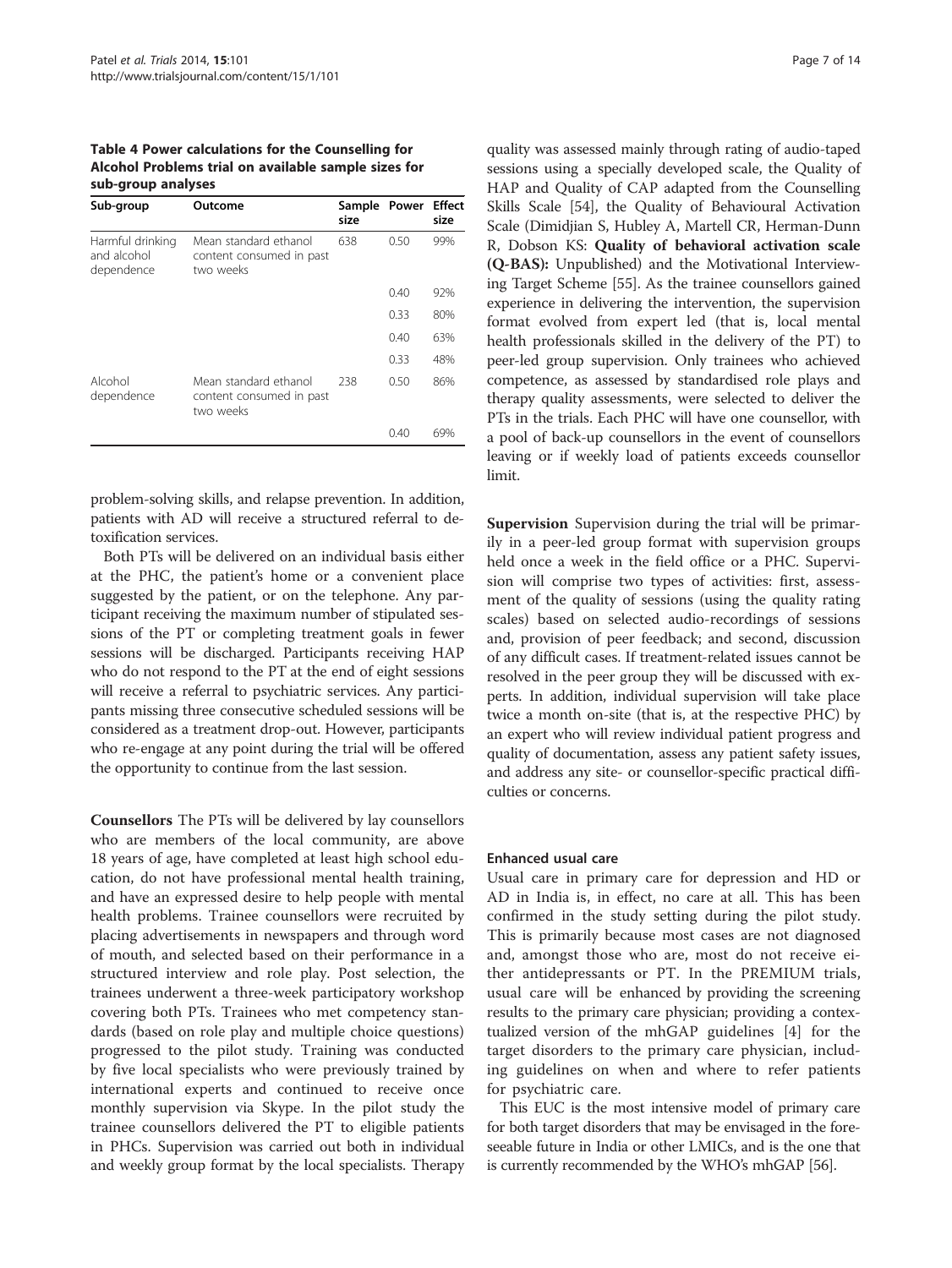**Table 4 Power calculations for the Counselling for Alcohol Problems trial on available sample sizes for sub-group analyses**

| Sub-group | Outcome | Sample size | Power | Effect size |
|---|---|---|---|---|
| Harmful drinking and alcohol dependence | Mean standard ethanol content consumed in past two weeks | 638 | 0.50 | 99% |
| | | | 0.40 | 92% |
| | | | 0.33 | 80% |
| | | | 0.40 | 63% |
| | | | 0.33 | 48% |
| Alcohol dependence | Mean standard ethanol content consumed in past two weeks | 238 | 0.50 | 86% |
| | | | 0.40 | 69% |

problem-solving skills, and relapse prevention. In addition, patients with AD will receive a structured referral to detoxification services.

Both PTs will be delivered on an individual basis either at the PHC, the patient's home or a convenient place suggested by the patient, or on the telephone. Any participant receiving the maximum number of stipulated sessions of the PT or completing treatment goals in fewer sessions will be discharged. Participants receiving HAP who do not respond to the PT at the end of eight sessions will receive a referral to psychiatric services. Any participants missing three consecutive scheduled sessions will be considered as a treatment drop-out. However, participants who re-engage at any point during the trial will be offered the opportunity to continue from the last session.

**Counsellors** The PTs will be delivered by lay counsellors who are members of the local community, are above 18 years of age, have completed at least high school education, do not have professional mental health training, and have an expressed desire to help people with mental health problems. Trainee counsellors were recruited by placing advertisements in newspapers and through word of mouth, and selected based on their performance in a structured interview and role play. Post selection, the trainees underwent a three-week participatory workshop covering both PTs. Trainees who met competency standards (based on role play and multiple choice questions) progressed to the pilot study. Training was conducted by five local specialists who were previously trained by international experts and continued to receive once monthly supervision via Skype. In the pilot study the trainee counsellors delivered the PT to eligible patients in PHCs. Supervision was carried out both in individual and weekly group format by the local specialists. Therapy quality was assessed mainly through rating of audio-taped sessions using a specially developed scale, the Quality of HAP and Quality of CAP adapted from the Counselling Skills Scale [54], the Quality of Behavioural Activation Scale (Dimidjian S, Hubley A, Martell CR, Herman-Dunn R, Dobson KS: **Quality of behavioral activation scale (Q-BAS):** Unpublished) and the Motivational Interviewing Target Scheme [55]. As the trainee counsellors gained experience in delivering the intervention, the supervision format evolved from expert led (that is, local mental health professionals skilled in the delivery of the PT) to peer-led group supervision. Only trainees who achieved competence, as assessed by standardised role plays and therapy quality assessments, were selected to deliver the PTs in the trials. Each PHC will have one counsellor, with a pool of back-up counsellors in the event of counsellors leaving or if weekly load of patients exceeds counsellor limit.

**Supervision** Supervision during the trial will be primarily in a peer-led group format with supervision groups held once a week in the field office or a PHC. Supervision will comprise two types of activities: first, assessment of the quality of sessions (using the quality rating scales) based on selected audio-recordings of sessions and, provision of peer feedback; and second, discussion of any difficult cases. If treatment-related issues cannot be resolved in the peer group they will be discussed with experts. In addition, individual supervision will take place twice a month on-site (that is, at the respective PHC) by an expert who will review individual patient progress and quality of documentation, assess any patient safety issues, and address any site- or counsellor-specific practical difficulties or concerns.

#### Enhanced usual care

Usual care in primary care for depression and HD or AD in India is, in effect, no care at all. This has been confirmed in the study setting during the pilot study. This is primarily because most cases are not diagnosed and, amongst those who are, most do not receive either antidepressants or PT. In the PREMIUM trials, usual care will be enhanced by providing the screening results to the primary care physician; providing a contextualized version of the mhGAP guidelines [4] for the target disorders to the primary care physician, including guidelines on when and where to refer patients for psychiatric care.

This EUC is the most intensive model of primary care for both target disorders that may be envisaged in the foreseeable future in India or other LMICs, and is the one that is currently recommended by the WHO's mhGAP [56].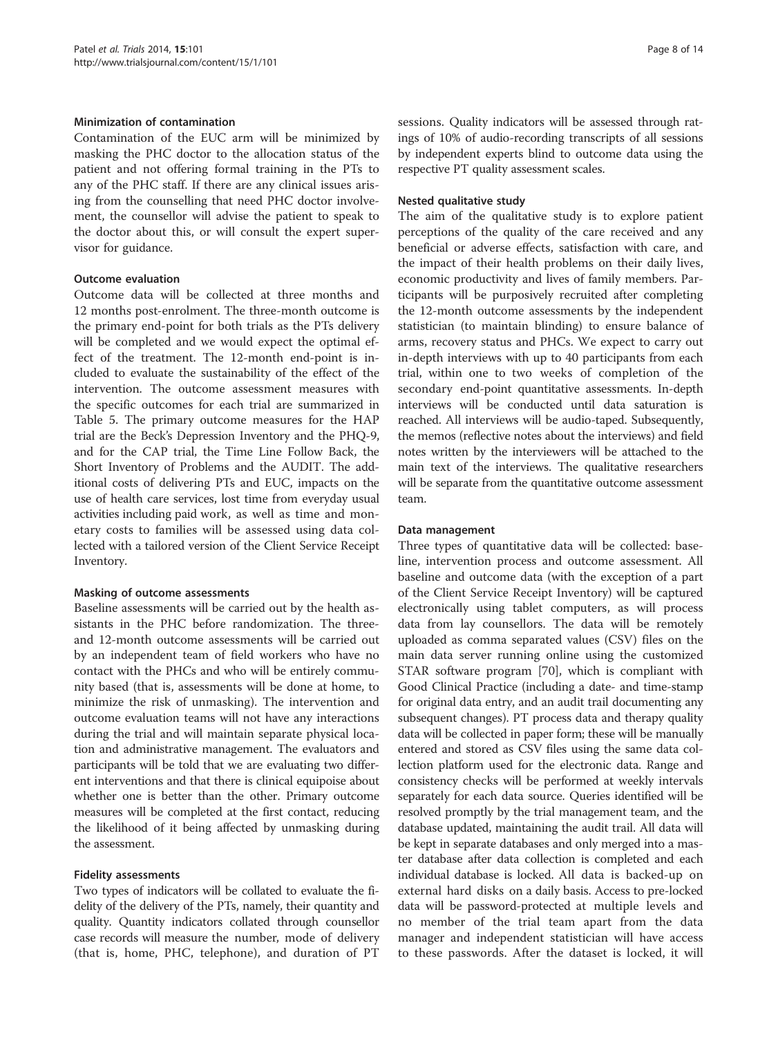#### Minimization of contamination

Contamination of the EUC arm will be minimized by masking the PHC doctor to the allocation status of the patient and not offering formal training in the PTs to any of the PHC staff. If there are any clinical issues arising from the counselling that need PHC doctor involvement, the counsellor will advise the patient to speak to the doctor about this, or will consult the expert supervisor for guidance.

#### Outcome evaluation

Outcome data will be collected at three months and 12 months post-enrolment. The three-month outcome is the primary end-point for both trials as the PTs delivery will be completed and we would expect the optimal effect of the treatment. The 12-month end-point is included to evaluate the sustainability of the effect of the intervention. The outcome assessment measures with the specific outcomes for each trial are summarized in Table 5. The primary outcome measures for the HAP trial are the Beck's Depression Inventory and the PHQ-9, and for the CAP trial, the Time Line Follow Back, the Short Inventory of Problems and the AUDIT. The additional costs of delivering PTs and EUC, impacts on the use of health care services, lost time from everyday usual activities including paid work, as well as time and monetary costs to families will be assessed using data collected with a tailored version of the Client Service Receipt Inventory.

#### Masking of outcome assessments

Baseline assessments will be carried out by the health assistants in the PHC before randomization. The three- and 12-month outcome assessments will be carried out by an independent team of field workers who have no contact with the PHCs and who will be entirely community based (that is, assessments will be done at home, to minimize the risk of unmasking). The intervention and outcome evaluation teams will not have any interactions during the trial and will maintain separate physical location and administrative management. The evaluators and participants will be told that we are evaluating two different interventions and that there is clinical equipoise about whether one is better than the other. Primary outcome measures will be completed at the first contact, reducing the likelihood of it being affected by unmasking during the assessment.

#### Fidelity assessments

Two types of indicators will be collated to evaluate the fidelity of the delivery of the PTs, namely, their quantity and quality. Quantity indicators collated through counsellor case records will measure the number, mode of delivery (that is, home, PHC, telephone), and duration of PT sessions. Quality indicators will be assessed through ratings of 10% of audio-recording transcripts of all sessions by independent experts blind to outcome data using the respective PT quality assessment scales.

#### Nested qualitative study

The aim of the qualitative study is to explore patient perceptions of the quality of the care received and any beneficial or adverse effects, satisfaction with care, and the impact of their health problems on their daily lives, economic productivity and lives of family members. Participants will be purposively recruited after completing the 12-month outcome assessments by the independent statistician (to maintain blinding) to ensure balance of arms, recovery status and PHCs. We expect to carry out in-depth interviews with up to 40 participants from each trial, within one to two weeks of completion of the secondary end-point quantitative assessments. In-depth interviews will be conducted until data saturation is reached. All interviews will be audio-taped. Subsequently, the memos (reflective notes about the interviews) and field notes written by the interviewers will be attached to the main text of the interviews. The qualitative researchers will be separate from the quantitative outcome assessment team.

#### Data management

Three types of quantitative data will be collected: baseline, intervention process and outcome assessment. All baseline and outcome data (with the exception of a part of the Client Service Receipt Inventory) will be captured electronically using tablet computers, as will process data from lay counsellors. The data will be remotely uploaded as comma separated values (CSV) files on the main data server running online using the customized STAR software program [70], which is compliant with Good Clinical Practice (including a date- and time-stamp for original data entry, and an audit trail documenting any subsequent changes). PT process data and therapy quality data will be collected in paper form; these will be manually entered and stored as CSV files using the same data collection platform used for the electronic data. Range and consistency checks will be performed at weekly intervals separately for each data source. Queries identified will be resolved promptly by the trial management team, and the database updated, maintaining the audit trail. All data will be kept in separate databases and only merged into a master database after data collection is completed and each individual database is locked. All data is backed-up on external hard disks on a daily basis. Access to pre-locked data will be password-protected at multiple levels and no member of the trial team apart from the data manager and independent statistician will have access to these passwords. After the dataset is locked, it will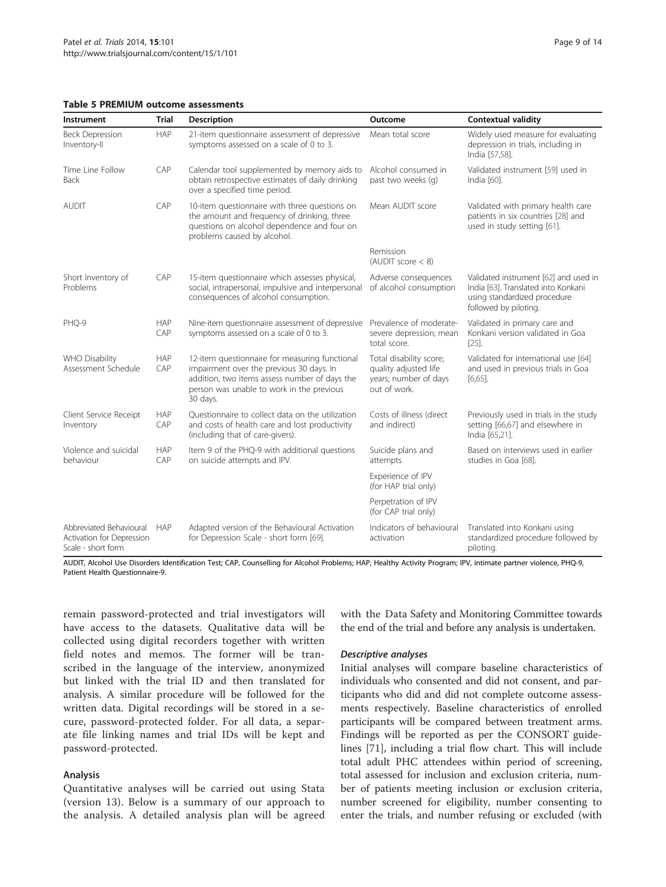**Table 5 PREMIUM outcome assessments**

| Instrument | Trial | Description | Outcome | Contextual validity |
|---|---|---|---|---|
| Beck Depression Inventory-II | HAP | 21-item questionnaire assessment of depressive symptoms assessed on a scale of 0 to 3. | Mean total score | Widely used measure for evaluating depression in trials, including in India [57,58]. |
| Time Line Follow Back | CAP | Calendar tool supplemented by memory aids to obtain retrospective estimates of daily drinking over a specified time period. | Alcohol consumed in past two weeks (g) | Validated instrument [59] used in India [60]. |
| AUDIT | CAP | 10-item questionnaire with three questions on the amount and frequency of drinking, three questions on alcohol dependence and four on problems caused by alcohol. | Mean AUDIT score | Validated with primary health care patients in six countries [28] and used in study setting [61]. |
| | | | Remission (AUDIT score < 8) | |
| Short Inventory of Problems | CAP | 15-item questionnaire which assesses physical, social, intrapersonal, impulsive and interpersonal consequences of alcohol consumption. | Adverse consequences of alcohol consumption | Validated instrument [62] and used in India [63]. Translated into Konkani using standardized procedure followed by piloting. |
| PHQ-9 | HAP CAP | Nine-item questionnaire assessment of depressive symptoms assessed on a scale of 0 to 3. | Prevalence of moderate-severe depression; mean total score. | Validated in primary care and Konkani version validated in Goa [25]. |
| WHO Disability Assessment Schedule | HAP CAP | 12-item questionnaire for measuring functional impairment over the previous 30 days. In addition, two items assess number of days the person was unable to work in the previous 30 days. | Total disability score; quality adjusted life years; number of days out of work. | Validated for international use [64] and used in previous trials in Goa [6,65]. |
| Client Service Receipt Inventory | HAP CAP | Questionnaire to collect data on the utilization and costs of health care and lost productivity (including that of care-givers). | Costs of illness (direct and indirect) | Previously used in trials in the study setting [66,67] and elsewhere in India [65,21]. |
| Violence and suicidal behaviour | HAP CAP | Item 9 of the PHQ-9 with additional questions on suicide attempts and IPV. | Suicide plans and attempts | Based on interviews used in earlier studies in Goa [68]. |
| | | | Experience of IPV (for HAP trial only) | |
| | | | Perpetration of IPV (for CAP trial only) | |
| Abbreviated Behavioural Activation for Depression Scale - short form | HAP | Adapted version of the Behavioural Activation for Depression Scale - short form [69]. | Indicators of behavioural activation | Translated into Konkani using standardized procedure followed by piloting. |

AUDIT, Alcohol Use Disorders Identification Test; CAP, Counselling for Alcohol Problems; HAP, Healthy Activity Program; IPV, intimate partner violence, PHQ-9, Patient Health Questionnaire-9.

remain password-protected and trial investigators will have access to the datasets. Qualitative data will be collected using digital recorders together with written field notes and memos. The former will be transcribed in the language of the interview, anonymized but linked with the trial ID and then translated for analysis. A similar procedure will be followed for the written data. Digital recordings will be stored in a secure, password-protected folder. For all data, a separate file linking names and trial IDs will be kept and password-protected.

### Analysis

Quantitative analyses will be carried out using Stata (version 13). Below is a summary of our approach to the analysis. A detailed analysis plan will be agreed with the Data Safety and Monitoring Committee towards the end of the trial and before any analysis is undertaken.

#### *Descriptive analyses*

Initial analyses will compare baseline characteristics of individuals who consented and did not consent, and participants who did and did not complete outcome assessments respectively. Baseline characteristics of enrolled participants will be compared between treatment arms. Findings will be reported as per the CONSORT guidelines [71], including a trial flow chart. This will include total adult PHC attendees within period of screening, total assessed for inclusion and exclusion criteria, number of patients meeting inclusion or exclusion criteria, number screened for eligibility, number consenting to enter the trials, and number refusing or excluded (with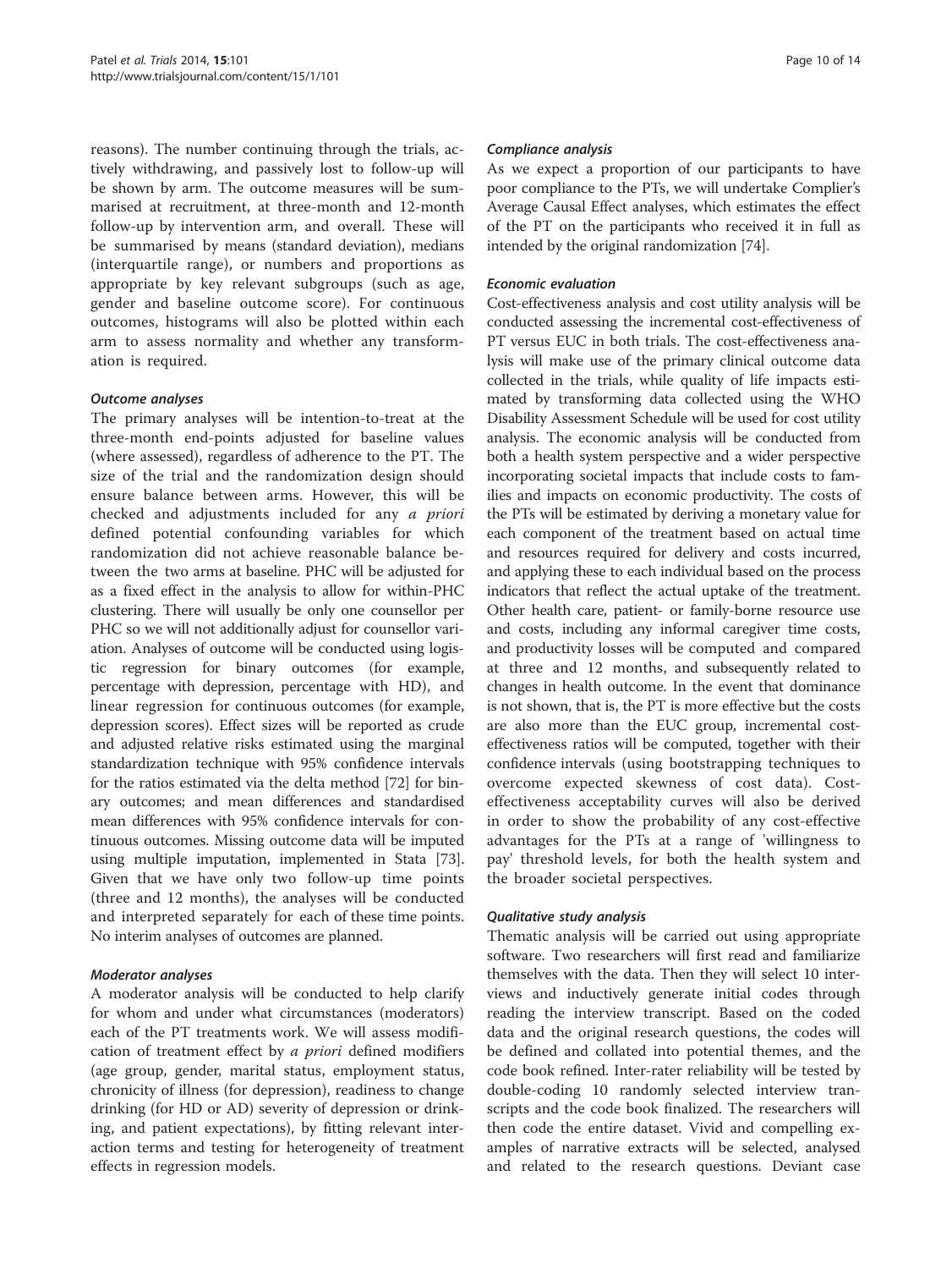reasons). The number continuing through the trials, actively withdrawing, and passively lost to follow-up will be shown by arm. The outcome measures will be summarised at recruitment, at three-month and 12-month follow-up by intervention arm, and overall. These will be summarised by means (standard deviation), medians (interquartile range), or numbers and proportions as appropriate by key relevant subgroups (such as age, gender and baseline outcome score). For continuous outcomes, histograms will also be plotted within each arm to assess normality and whether any transformation is required.

#### *Outcome analyses*

The primary analyses will be intention-to-treat at the three-month end-points adjusted for baseline values (where assessed), regardless of adherence to the PT. The size of the trial and the randomization design should ensure balance between arms. However, this will be checked and adjustments included for any *a priori* defined potential confounding variables for which randomization did not achieve reasonable balance between the two arms at baseline. PHC will be adjusted for as a fixed effect in the analysis to allow for within-PHC clustering. There will usually be only one counsellor per PHC so we will not additionally adjust for counsellor variation. Analyses of outcome will be conducted using logistic regression for binary outcomes (for example, percentage with depression, percentage with HD), and linear regression for continuous outcomes (for example, depression scores). Effect sizes will be reported as crude and adjusted relative risks estimated using the marginal standardization technique with 95% confidence intervals for the ratios estimated via the delta method [72] for binary outcomes; and mean differences and standardised mean differences with 95% confidence intervals for continuous outcomes. Missing outcome data will be imputed using multiple imputation, implemented in Stata [73]. Given that we have only two follow-up time points (three and 12 months), the analyses will be conducted and interpreted separately for each of these time points. No interim analyses of outcomes are planned.

#### *Moderator analyses*

A moderator analysis will be conducted to help clarify for whom and under what circumstances (moderators) each of the PT treatments work. We will assess modification of treatment effect by *a priori* defined modifiers (age group, gender, marital status, employment status, chronicity of illness (for depression), readiness to change drinking (for HD or AD) severity of depression or drinking, and patient expectations), by fitting relevant interaction terms and testing for heterogeneity of treatment effects in regression models.

#### *Compliance analysis*

As we expect a proportion of our participants to have poor compliance to the PTs, we will undertake Complier's Average Causal Effect analyses, which estimates the effect of the PT on the participants who received it in full as intended by the original randomization [74].

#### *Economic evaluation*

Cost-effectiveness analysis and cost utility analysis will be conducted assessing the incremental cost-effectiveness of PT versus EUC in both trials. The cost-effectiveness analysis will make use of the primary clinical outcome data collected in the trials, while quality of life impacts estimated by transforming data collected using the WHO Disability Assessment Schedule will be used for cost utility analysis. The economic analysis will be conducted from both a health system perspective and a wider perspective incorporating societal impacts that include costs to families and impacts on economic productivity. The costs of the PTs will be estimated by deriving a monetary value for each component of the treatment based on actual time and resources required for delivery and costs incurred, and applying these to each individual based on the process indicators that reflect the actual uptake of the treatment. Other health care, patient- or family-borne resource use and costs, including any informal caregiver time costs, and productivity losses will be computed and compared at three and 12 months, and subsequently related to changes in health outcome. In the event that dominance is not shown, that is, the PT is more effective but the costs are also more than the EUC group, incremental cost-effectiveness ratios will be computed, together with their confidence intervals (using bootstrapping techniques to overcome expected skewness of cost data). Cost-effectiveness acceptability curves will also be derived in order to show the probability of any cost-effective advantages for the PTs at a range of 'willingness to pay' threshold levels, for both the health system and the broader societal perspectives.

#### *Qualitative study analysis*

Thematic analysis will be carried out using appropriate software. Two researchers will first read and familiarize themselves with the data. Then they will select 10 interviews and inductively generate initial codes through reading the interview transcript. Based on the coded data and the original research questions, the codes will be defined and collated into potential themes, and the code book refined. Inter-rater reliability will be tested by double-coding 10 randomly selected interview transcripts and the code book finalized. The researchers will then code the entire dataset. Vivid and compelling examples of narrative extracts will be selected, analysed and related to the research questions. Deviant case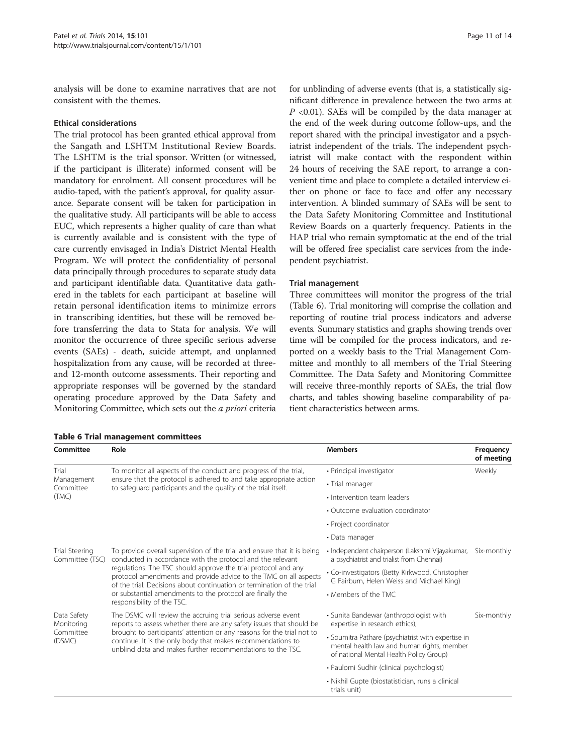analysis will be done to examine narratives that are not consistent with the themes.

### Ethical considerations

The trial protocol has been granted ethical approval from the Sangath and LSHTM Institutional Review Boards. The LSHTM is the trial sponsor. Written (or witnessed, if the participant is illiterate) informed consent will be mandatory for enrolment. All consent procedures will be audio-taped, with the patient's approval, for quality assurance. Separate consent will be taken for participation in the qualitative study. All participants will be able to access EUC, which represents a higher quality of care than what is currently available and is consistent with the type of care currently envisaged in India's District Mental Health Program. We will protect the confidentiality of personal data principally through procedures to separate study data and participant identifiable data. Quantitative data gathered in the tablets for each participant at baseline will retain personal identification items to minimize errors in transcribing identities, but these will be removed before transferring the data to Stata for analysis. We will monitor the occurrence of three specific serious adverse events (SAEs) - death, suicide attempt, and unplanned hospitalization from any cause, will be recorded at three- and 12-month outcome assessments. Their reporting and appropriate responses will be governed by the standard operating procedure approved by the Data Safety and Monitoring Committee, which sets out the *a priori* criteria for unblinding of adverse events (that is, a statistically significant difference in prevalence between the two arms at $P < 0.01$). SAEs will be compiled by the data manager at the end of the week during outcome follow-ups, and the report shared with the principal investigator and a psychiatrist independent of the trials. The independent psychiatrist will make contact with the respondent within 24 hours of receiving the SAE report, to arrange a convenient time and place to complete a detailed interview either on phone or face to face and offer any necessary intervention. A blinded summary of SAEs will be sent to the Data Safety Monitoring Committee and Institutional Review Boards on a quarterly frequency. Patients in the HAP trial who remain symptomatic at the end of the trial will be offered free specialist care services from the independent psychiatrist.

### Trial management

Three committees will monitor the progress of the trial (Table 6). Trial monitoring will comprise the collation and reporting of routine trial process indicators and adverse events. Summary statistics and graphs showing trends over time will be compiled for the process indicators, and reported on a weekly basis to the Trial Management Committee and monthly to all members of the Trial Steering Committee. The Data Safety and Monitoring Committee will receive three-monthly reports of SAEs, the trial flow charts, and tables showing baseline comparability of patient characteristics between arms.

**Table 6 Trial management committees**

| Committee | Role | Members | Frequency of meeting |
|---|---|---|---|
| Trial Management Committee (TMC) | To monitor all aspects of the conduct and progress of the trial, ensure that the protocol is adhered to and take appropriate action to safeguard participants and the quality of the trial itself. | • Principal investigator<br>• Trial manager<br>• Intervention team leaders<br>• Outcome evaluation coordinator<br>• Project coordinator<br>• Data manager | Weekly |
| Trial Steering Committee (TSC) | To provide overall supervision of the trial and ensure that it is being conducted in accordance with the protocol and the relevant regulations. The TSC should approve the trial protocol and any protocol amendments and provide advice to the TMC on all aspects of the trial. Decisions about continuation or termination of the trial or substantial amendments to the protocol are finally the responsibility of the TSC. | • Independent chairperson (Lakshmi Vijayakumar, a psychiatrist and trialist from Chennai)<br>• Co-investigators (Betty Kirkwood, Christopher G Fairburn, Helen Weiss and Michael King)<br>• Members of the TMC | Six-monthly |
| Data Safety Monitoring Committee (DSMC) | The DSMC will review the accruing trial serious adverse event reports to assess whether there are any safety issues that should be brought to participants' attention or any reasons for the trial not to continue. It is the only body that makes recommendations to unblind data and makes further recommendations to the TSC. | • Sunita Bandewar (anthropologist with expertise in research ethics),<br>• Soumitra Pathare (psychiatrist with expertise in mental health law and human rights, member of national Mental Health Policy Group)<br>• Paulomi Sudhir (clinical psychologist)<br>• Nikhil Gupte (biostatistician, runs a clinical trials unit) | Six-monthly |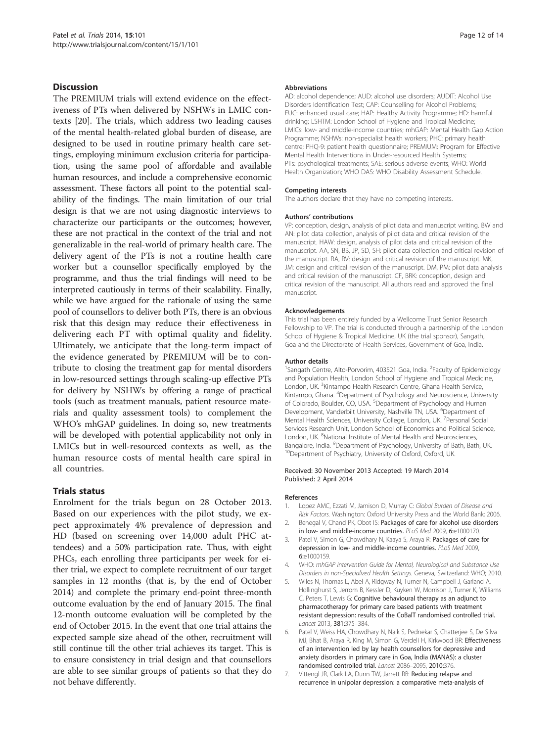## Discussion

The PREMIUM trials will extend evidence on the effectiveness of PTs when delivered by NSHWs in LMIC contexts [20]. The trials, which address two leading causes of the mental health-related global burden of disease, are designed to be used in routine primary health care settings, employing minimum exclusion criteria for participation, using the same pool of affordable and available human resources, and include a comprehensive economic assessment. These factors all point to the potential scalability of the findings. The main limitation of our trial design is that we are not using diagnostic interviews to characterize our participants or the outcomes; however, these are not practical in the context of the trial and not generalizable in the real-world of primary health care. The delivery agent of the PTs is not a routine health care worker but a counsellor specifically employed by the programme, and thus the trial findings will need to be interpreted cautiously in terms of their scalability. Finally, while we have argued for the rationale of using the same pool of counsellors to deliver both PTs, there is an obvious risk that this design may reduce their effectiveness in delivering each PT with optimal quality and fidelity. Ultimately, we anticipate that the long-term impact of the evidence generated by PREMIUM will be to contribute to closing the treatment gap for mental disorders in low-resourced settings through scaling-up effective PTs for delivery by NSHWs by offering a range of practical tools (such as treatment manuals, patient resource materials and quality assessment tools) to complement the WHO's mhGAP guidelines. In doing so, new treatments will be developed with potential applicability not only in LMICs but in well-resourced contexts as well, as the human resource costs of mental health care spiral in all countries.

## Trials status

Enrolment for the trials begun on 28 October 2013. Based on our experiences with the pilot study, we expect approximately 4% prevalence of depression and HD (based on screening over 14,000 adult PHC attendees) and a 50% participation rate. Thus, with eight PHCs, each enrolling three participants per week for either trial, we expect to complete recruitment of our target samples in 12 months (that is, by the end of October 2014) and complete the primary end-point three-month outcome evaluation by the end of January 2015. The final 12-month outcome evaluation will be completed by the end of October 2015. In the event that one trial attains the expected sample size ahead of the other, recruitment will still continue till the other trial achieves its target. This is to ensure consistency in trial design and that counsellors are able to see similar groups of patients so that they do not behave differently.

#### Abbreviations

AD: alcohol dependence; AUD: alcohol use disorders; AUDIT: Alcohol Use Disorders Identification Test; CAP: Counselling for Alcohol Problems; EUC: enhanced usual care; HAP: Healthy Activity Programme; HD: harmful drinking; LSHTM: London School of Hygiene and Tropical Medicine; LMICs: low- and middle-income countries; mhGAP: Mental Health Gap Action Programme; NSHWs: non-specialist health workers; PHC: primary health centre; PHQ-9: patient health questionnaire; PREMIUM: **Pr**ogram for **E**ffective **M**ental Health **I**nterventions in **U**nder-resourced Health Syste**m**s; PTs: psychological treatments; SAE: serious adverse events; WHO: World Health Organization; WHO DAS: WHO Disability Assessment Schedule.

#### Competing interests

The authors declare that they have no competing interests.

#### Authors' contributions

VP: conception, design, analysis of pilot data and manuscript writing. BW and AN: pilot data collection, analysis of pilot data and critical revision of the manuscript. HAW: design, analysis of pilot data and critical revision of the manuscript. AA, SN, BB, JP, SD, SH: pilot data collection and critical revision of the manuscript. RA, RV: design and critical revision of the manuscript. MK, JM: design and critical revision of the manuscript. DM, PM: pilot data analysis and critical revision of the manuscript. CF, BRK: conception, design and critical revision of the manuscript. All authors read and approved the final manuscript.

#### Acknowledgements

This trial has been entirely funded by a Wellcome Trust Senior Research Fellowship to VP. The trial is conducted through a partnership of the London School of Hygiene & Tropical Medicine, UK (the trial sponsor), Sangath, Goa and the Directorate of Health Services, Government of Goa, India.

#### Author details

[1]Sangath Centre, Alto-Porvorim, 403521 Goa, India. [2]Faculty of Epidemiology and Population Health, London School of Hygiene and Tropical Medicine, London, UK. [3]Kintampo Health Research Centre, Ghana Health Service, Kintampo, Ghana. [4]Department of Psychology and Neuroscience, University of Colorado, Boulder, CO, USA. [5]Department of Psychology and Human Development, Vanderbilt University, Nashville TN, USA. [6]Department of Mental Health Sciences, University College, London, UK. [7]Personal Social Services Research Unit, London School of Economics and Political Science, London, UK. [8]National Institute of Mental Health and Neurosciences, Bangalore, India. [9]Department of Psychology, University of Bath, Bath, UK. [10]Department of Psychiatry, University of Oxford, Oxford, UK.

Received: 30 November 2013 Accepted: 19 March 2014
Published: 2 April 2014

#### References

1. Lopez AMC, Ezzati M, Jamison D, Murray C: *Global Burden of Disease and Risk Factors*. Washington: Oxford University Press and the World Bank; 2006.
2. Benegal V, Chand PK, Obot IS: **Packages of care for alcohol use disorders in low- and middle-income countries.** *PLoS Med* 2009, **6:**e1000170.
3. Patel V, Simon G, Chowdhary N, Kaaya S, Araya R: **Packages of care for depression in low- and middle-income countries.** *PLoS Med* 2009, **6:**e1000159.
4. WHO: *mhGAP Intervention Guide for Mental, Neurological and Substance Use Disorders in non-Specialized Health Settings*. Geneva, Switzerland: WHO; 2010.
5. Wiles N, Thomas L, Abel A, Ridgway N, Turner N, Campbell J, Garland A, Hollinghurst S, Jerrom B, Kessler D, Kuyken W, Morrison J, Turner K, Williams C, Peters T, Lewis G: **Cognitive behavioural therapy as an adjunct to pharmacotherapy for primary care based patients with treatment resistant depression: results of the CoBalT randomised controlled trial.** *Lancet* 2013, **381:**375–384.
6. Patel V, Weiss HA, Chowdhary N, Naik S, Pednekar S, Chatterjee S, De Silva MJ, Bhat B, Araya R, King M, Simon G, Verdeli H, Kirkwood BR: **Effectiveness of an intervention led by lay health counsellors for depressive and anxiety disorders in primary care in Goa, India (MANAS): a cluster randomised controlled trial.** *Lancet* 2086–2095, **2010:**376.
7. Vittengl JR, Clark LA, Dunn TW, Jarrett RB: **Reducing relapse and recurrence in unipolar depression: a comparative meta-analysis of**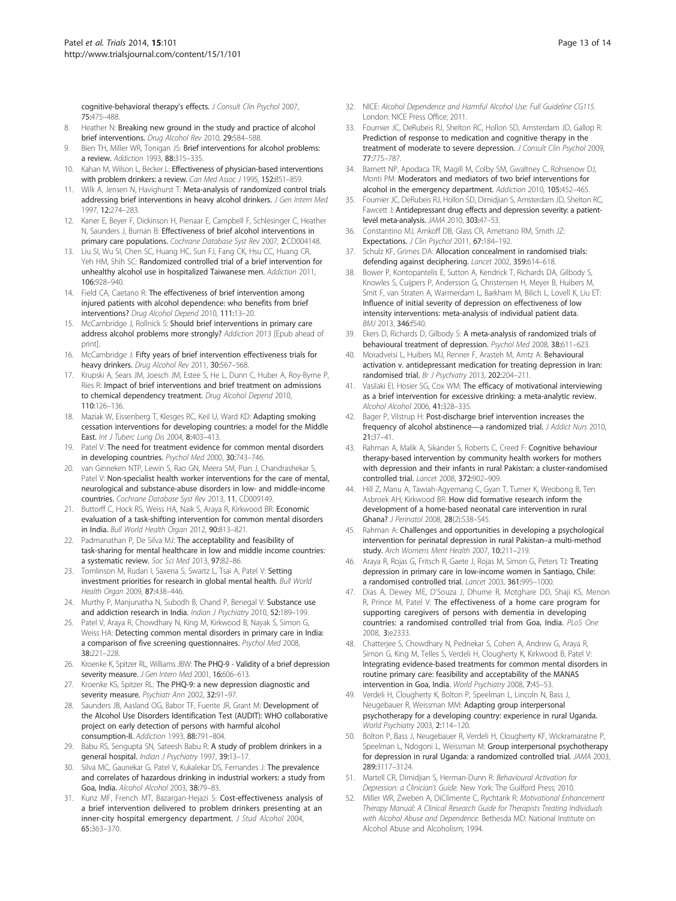cognitive-behavioral therapy's effects. *J Consult Clin Psychol* 2007, 75:475–488.

8. Heather N: **Breaking new ground in the study and practice of alcohol brief interventions.** *Drug Alcohol Rev* 2010, 29:584–588.
9. Bien TH, Miller WR, Tonigan JS: **Brief interventions for alcohol problems: a review.** *Addiction* 1993, 88:315–335.
10. Kahan M, Wilson L, Becker L: **Effectiveness of physician-based interventions with problem drinkers: a review.** *Can Med Assoc J* 1995, 152:851–859.
11. Wilk A, Jensen N, Havighurst T: **Meta-analysis of randomized control trials addressing brief interventions in heavy alcohol drinkers.** *J Gen Intern Med* 1997, 12:274–283.
12. Kaner E, Beyer F, Dickinson H, Pienaar E, Campbell F, Schlesinger C, Heather N, Saunders J, Burnan B: **Effectiveness of brief alcohol interventions in primary care populations.** *Cochrane Database Syst Rev* 2007, 2:CD004148.
13. Liu SI, Wu SI, Chen SC, Huang HC, Sun FJ, Fang CK, Hsu CC, Huang CR, Yeh HM, Shih SC: **Randomized controlled trial of a brief intervention for unhealthy alcohol use in hospitalized Taiwanese men.** *Addiction* 2011, 106:928–940.
14. Field CA, Caetano R: **The effectiveness of brief intervention among injured patients with alcohol dependence: who benefits from brief interventions?** *Drug Alcohol Depend* 2010, 111:13–20.
15. McCambridge J, Rollnick S: **Should brief interventions in primary care address alcohol problems more strongly?** *Addiction* 2013 [Epub ahead of print].
16. McCambridge J: **Fifty years of brief intervention effectiveness trials for heavy drinkers.** *Drug Alcohol Rev* 2011, 30:567–568.
17. Krupski A, Sears JM, Joesch JM, Estee S, He L, Dunn C, Huber A, Roy-Byrne P, Ries R: **Impact of brief interventions and brief treatment on admissions to chemical dependency treatment.** *Drug Alcohol Depend* 2010, 110:126–136.
18. Maziak W, Eissenberg T, Klesges RC, Keil U, Ward KD: **Adapting smoking cessation interventions for developing countries: a model for the Middle East.** *Int J Tuberc Lung Dis* 2004, 8:403–413.
19. Patel V: **The need for treatment evidence for common mental disorders in developing countries.** *Psychol Med* 2000, 30:743–746.
20. van Ginneken NTP, Lewin S, Rao GN, Meera SM, Pian J, Chandrashekar S, Patel V: **Non-specialist health worker interventions for the care of mental, neurological and substance-abuse disorders in low- and middle-income countries.** *Cochrane Database Syst Rev* 2013, 11, CD009149.
21. Buttorff C, Hock RS, Weiss HA, Naik S, Araya R, Kirkwood BR: **Economic evaluation of a task-shifting intervention for common mental disorders in India.** *Bull World Health Organ* 2012, 90:813–821.
22. Padmanathan P, De Silva MJ: **The acceptability and feasibility of task-sharing for mental healthcare in low and middle income countries: a systematic review.** *Soc Sci Med* 2013, 97:82–86.
23. Tomlinson M, Rudan I, Saxena S, Swartz L, Tsai A, Patel V: **Setting investment priorities for research in global mental health.** *Bull World Health Organ* 2009, 87:438–446.
24. Murthy P, Manjunatha N, Subodh B, Chand P, Benegal V: **Substance use and addiction research in India.** *Indian J Psychiatry* 2010, 52:189–199.
25. Patel V, Araya R, Chowdhary N, King M, Kirkwood B, Nayak S, Simon G, Weiss HA: **Detecting common mental disorders in primary care in India: a comparison of five screening questionnaires.** *Psychol Med* 2008, 38:221–228.
26. Kroenke K, Spitzer RL, Williams JBW: **The PHQ-9 - Validity of a brief depression severity measure.** *J Gen Intern Med* 2001, 16:606–613.
27. Kroenke KS, Spitzer RL: **The PHQ-9: a new depression diagnostic and severity measure.** *Psychiatr Ann* 2002, 32:91–97.
28. Saunders JB, Aasland OG, Babor TF, Fuente JR, Grant M: **Development of the Alcohol Use Disorders Identification Test (AUDIT): WHO collaborative project on early detection of persons with harmful alcohol consumption-II.** *Addiction* 1993, 88:791–804.
29. Babu RS, Sengupta SN, Sateesh Babu R: **A study of problem drinkers in a general hospital.** *Indian J Psychiatry* 1997, 39:13–17.
30. Silva MC, Gaunekar G, Patel V, Kukalekar DS, Fernandes J: **The prevalence and correlates of hazardous drinking in industrial workers: a study from Goa, India.** *Alcohol Alcohol* 2003, 38:79–83.
31. Kunz MF, French MT, Bazargan-Hejazi S: **Cost-effectiveness analysis of a brief intervention delivered to problem drinkers presenting at an inner-city hospital emergency department.** *J Stud Alcohol* 2004, 65:363–370.
32. NICE: *Alcohol Dependence and Harmful Alcohol Use: Full Guideline CG115.* London: NICE Press Office; 2011.
33. Fournier JC, DeRubeis RJ, Shelton RC, Hollon SD, Amsterdam JD, Gallop R: **Prediction of response to medication and cognitive therapy in the treatment of moderate to severe depression.** *J Consult Clin Psychol* 2009, 77:775–787.
34. Barnett NP, Apodaca TR, Magill M, Colby SM, Gwaltney C, Rohsenow DJ, Monti PM: **Moderators and mediators of two brief interventions for alcohol in the emergency department.** *Addiction* 2010, 105:452–465.
35. Fournier JC, DeRubeis RJ, Hollon SD, Dimidjian S, Amsterdam JD, Shelton RC, Fawcett J: **Antidepressant drug effects and depression severity: a patient-level meta-analysis.** *JAMA* 2010, 303:47–53.
36. Constantino MJ, Arnkoff DB, Glass CR, Ametrano RM, Smith JZ: **Expectations.** *J Clin Psychol* 2011, 67:184–192.
37. Schulz KF, Grimes DA: **Allocation concealment in randomised trials: defending against deciphering.** *Lancet* 2002, 359:614–618.
38. Bower P, Kontopantelis E, Sutton A, Kendrick T, Richards DA, Gilbody S, Knowles S, Cuijpers P, Andersson G, Christensen H, Meyer B, Huibers M, Smit F, van Straten A, Warmerdam L, Barkham M, Bilich L, Lovell K, Liu ET: **Influence of initial severity of depression on effectiveness of low intensity interventions: meta-analysis of individual patient data.** *BMJ* 2013, 346:f540.
39. Ekers D, Richards D, Gilbody S: **A meta-analysis of randomized trials of behavioural treatment of depression.** *Psychol Med* 2008, 38:611–623.
40. Moradveisi L, Huibers MJ, Renner F, Arasteh M, Arntz A: **Behavioural activation v. antidepressant medication for treating depression in Iran: randomised trial.** *Br J Psychiatry* 2013, 202:204–211.
41. Vasilaki EI, Hosier SG, Cox WM: **The efficacy of motivational interviewing as a brief intervention for excessive drinking: a meta-analytic review.** *Alcohol Alcohol* 2006, 41:328–335.
42. Bager P, Vilstrup H: **Post-discharge brief intervention increases the frequency of alcohol abstinence—a randomized trial.** *J Addict Nurs* 2010, 21:37–41.
43. Rahman A, Malik A, Sikander S, Roberts C, Creed F: **Cognitive behaviour therapy-based intervention by community health workers for mothers with depression and their infants in rural Pakistan: a cluster-randomised controlled trial.** *Lancet* 2008, 372:902–909.
44. Hill Z, Manu A, Tawiah-Agyemang C, Gyan T, Turner K, Weobong B, Ten Asbroek AH, Kirkwood BR: **How did formative research inform the development of a home-based neonatal care intervention in rural Ghana?** *J Perinatol* 2008, 28(2):S38–S45.
45. Rahman A: **Challenges and opportunities in developing a psychological intervention for perinatal depression in rural Pakistan–a multi-method study.** *Arch Womens Ment Health* 2007, 10:211–219.
46. Araya R, Rojas G, Fritsch R, Gaete J, Rojas M, Simon G, Peters TJ: **Treating depression in primary care in low-income women in Santiago, Chile: a randomised controlled trial.** *Lancet* 2003, 361:995–1000.
47. Dias A, Dewey ME, D'Souza J, Dhume R, Motghare DD, Shaji KS, Menon R, Prince M, Patel V: **The effectiveness of a home care program for supporting caregivers of persons with dementia in developing countries: a randomised controlled trial from Goa, India.** *PLoS One* 2008, 3:e2333.
48. Chatterjee S, Chowdhary N, Pednekar S, Cohen A, Andrew G, Araya R, Simon G, King M, Telles S, Verdeli H, Clougherty K, Kirkwood B, Patel V: **Integrating evidence-based treatments for common mental disorders in routine primary care: feasibility and acceptability of the MANAS intervention in Goa, India.** *World Psychiatry* 2008, 7:45–53.
49. Verdeli H, Clougherty K, Bolton P, Speelman L, Lincoln N, Bass J, Neugebauer R, Weissman MM: **Adapting group interpersonal psychotherapy for a developing country: experience in rural Uganda.** *World Psychiatry* 2003, 2:114–120.
50. Bolton P, Bass J, Neugebauer R, Verdeli H, Clougherty KF, Wickramaratne P, Speelman L, Ndogoni L, Weissman M: **Group interpersonal psychotherapy for depression in rural Uganda: a randomized controlled trial.** *JAMA* 2003, 289:3117–3124.
51. Martell CR, Dimidjian S, Herman-Dunn R: *Behavioural Activation for Depression: a Clinician's Guide.* New York: The Guilford Press; 2010.
52. Miller WR, Zweben A, DiClimente C, Rychtarik R: *Motivational Enhancement Therapy Manual: A Clinical Research Guide for Therapists Treating Individuals with Alcohol Abuse and Dependence.* Bethesda MD: National Institute on Alcohol Abuse and Alcoholism; 1994.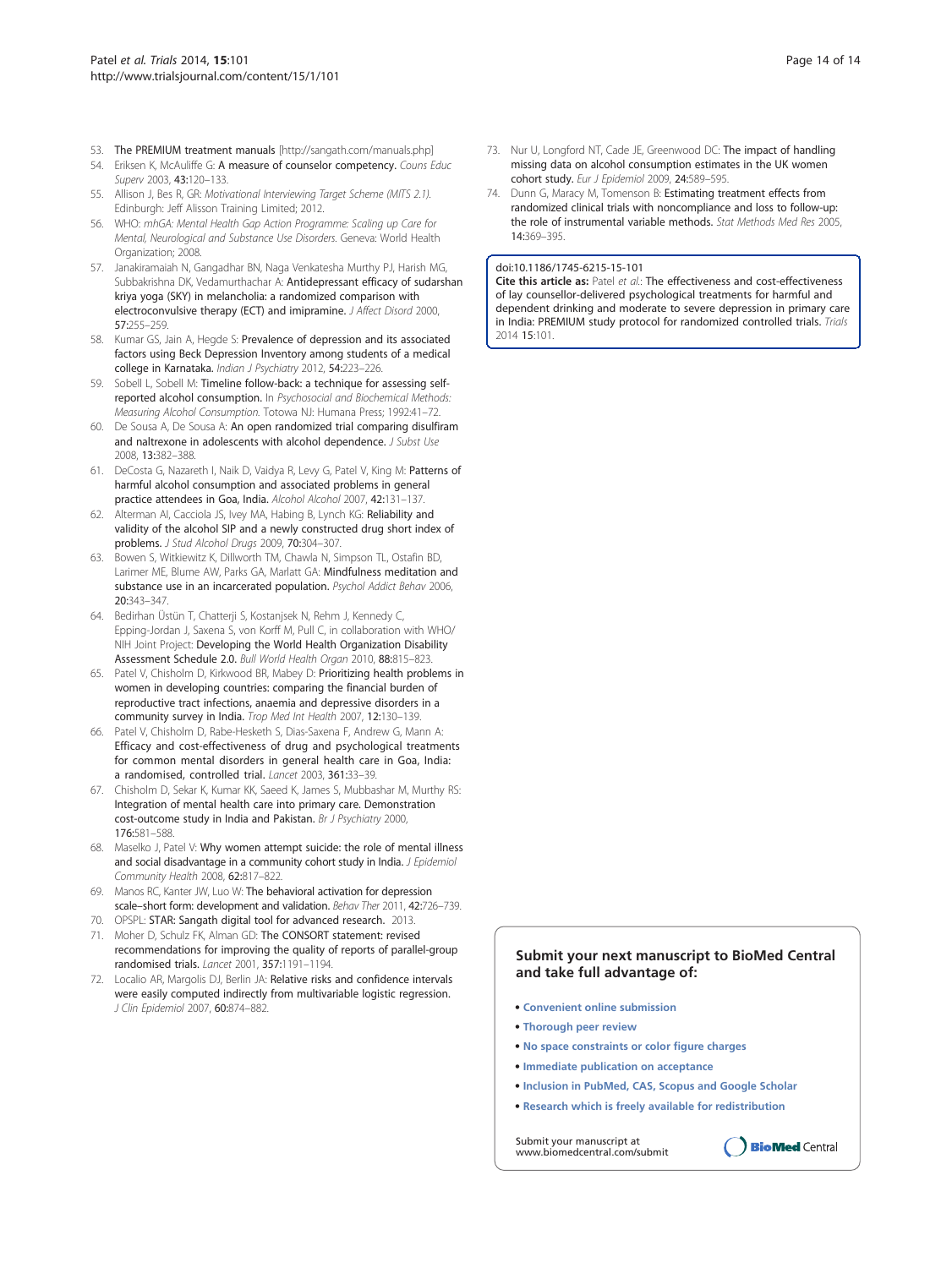53. The PREMIUM treatment manuals [http://sangath.com/manuals.php]
54. Eriksen K, McAuliffe G: A measure of counselor competency. *Couns Educ Superv* 2003, **43**:120–133.
55. Allison J, Bes R, GR: *Motivational Interviewing Target Scheme (MITS 2.1)*. Edinburgh: Jeff Alisson Training Limited; 2012.
56. WHO: *mhGA: Mental Health Gap Action Programme: Scaling up Care for Mental, Neurological and Substance Use Disorders*. Geneva: World Health Organization; 2008.
57. Janakiramaiah N, Gangadhar BN, Naga Venkatesha Murthy PJ, Harish MG, Subbakrishna DK, Vedamurthachar A: Antidepressant efficacy of sudarshan kriya yoga (SKY) in melancholia: a randomized comparison with electroconvulsive therapy (ECT) and imipramine. *J Affect Disord* 2000, **57**:255–259.
58. Kumar GS, Jain A, Hegde S: Prevalence of depression and its associated factors using Beck Depression Inventory among students of a medical college in Karnataka. *Indian J Psychiatry* 2012, **54**:223–226.
59. Sobell L, Sobell M: Timeline follow-back: a technique for assessing self-reported alcohol consumption. In *Psychosocial and Biochemical Methods: Measuring Alcohol Consumption*. Totowa NJ: Humana Press; 1992:41–72.
60. De Sousa A, De Sousa A: An open randomized trial comparing disulfiram and naltrexone in adolescents with alcohol dependence. *J Subst Use* 2008, **13**:382–388.
61. DeCosta G, Nazareth I, Naik D, Vaidya R, Levy G, Patel V, King M: Patterns of harmful alcohol consumption and associated problems in general practice attendees in Goa, India. *Alcohol Alcohol* 2007, **42**:131–137.
62. Alterman AI, Cacciola JS, Ivey MA, Habing B, Lynch KG: Reliability and validity of the alcohol SIP and a newly constructed drug short index of problems. *J Stud Alcohol Drugs* 2009, **70**:304–307.
63. Bowen S, Witkiewitz K, Dillworth TM, Chawla N, Simpson TL, Ostafin BD, Larimer ME, Blume AW, Parks GA, Marlatt GA: Mindfulness meditation and substance use in an incarcerated population. *Psychol Addict Behav* 2006, **20**:343–347.
64. Bedirhan Üstün T, Chatterji S, Kostanjsek N, Rehm J, Kennedy C, Epping-Jordan J, Saxena S, von Korff M, Pull C, in collaboration with WHO/NIH Joint Project: Developing the World Health Organization Disability Assessment Schedule 2.0. *Bull World Health Organ* 2010, **88**:815–823.
65. Patel V, Chisholm D, Kirkwood BR, Mabey D: Prioritizing health problems in women in developing countries: comparing the financial burden of reproductive tract infections, anaemia and depressive disorders in a community survey in India. *Trop Med Int Health* 2007, **12**:130–139.
66. Patel V, Chisholm D, Rabe-Hesketh S, Dias-Saxena F, Andrew G, Mann A: Efficacy and cost-effectiveness of drug and psychological treatments for common mental disorders in general health care in Goa, India: a randomised, controlled trial. *Lancet* 2003, **361**:33–39.
67. Chisholm D, Sekar K, Kumar KK, Saeed K, James S, Mubbashar M, Murthy RS: Integration of mental health care into primary care. Demonstration cost-outcome study in India and Pakistan. *Br J Psychiatry* 2000, **176**:581–588.
68. Maselko J, Patel V: Why women attempt suicide: the role of mental illness and social disadvantage in a community cohort study in India. *J Epidemiol Community Health* 2008, **62**:817–822.
69. Manos RC, Kanter JW, Luo W: The behavioral activation for depression scale–short form: development and validation. *Behav Ther* 2011, **42**:726–739.
70. OPSPL: STAR: Sangath digital tool for advanced research. 2013.
71. Moher D, Schulz FK, Alman GD: The CONSORT statement: revised recommendations for improving the quality of reports of parallel-group randomised trials. *Lancet* 2001, **357**:1191–1194.
72. Localio AR, Margolis DJ, Berlin JA: Relative risks and confidence intervals were easily computed indirectly from multivariable logistic regression. *J Clin Epidemiol* 2007, **60**:874–882.
73. Nur U, Longford NT, Cade JE, Greenwood DC: The impact of handling missing data on alcohol consumption estimates in the UK women cohort study. *Eur J Epidemiol* 2009, **24**:589–595.
74. Dunn G, Maracy M, Tomenson B: Estimating treatment effects from randomized clinical trials with noncompliance and loss to follow-up: the role of instrumental variable methods. *Stat Methods Med Res* 2005, **14**:369–395.

doi:10.1186/1745-6215-15-101

**Cite this article as:** Patel *et al.*: The effectiveness and cost-effectiveness of lay counsellor-delivered psychological treatments for harmful and dependent drinking and moderate to severe depression in primary care in India: PREMIUM study protocol for randomized controlled trials. *Trials* 2014 **15**:101.

**Submit your next manuscript to BioMed Central and take full advantage of:**

- Convenient online submission
- Thorough peer review
- No space constraints or color figure charges
- Immediate publication on acceptance
- Inclusion in PubMed, CAS, Scopus and Google Scholar
- Research which is freely available for redistribution

Submit your manuscript at www.biomedcentral.com/submit